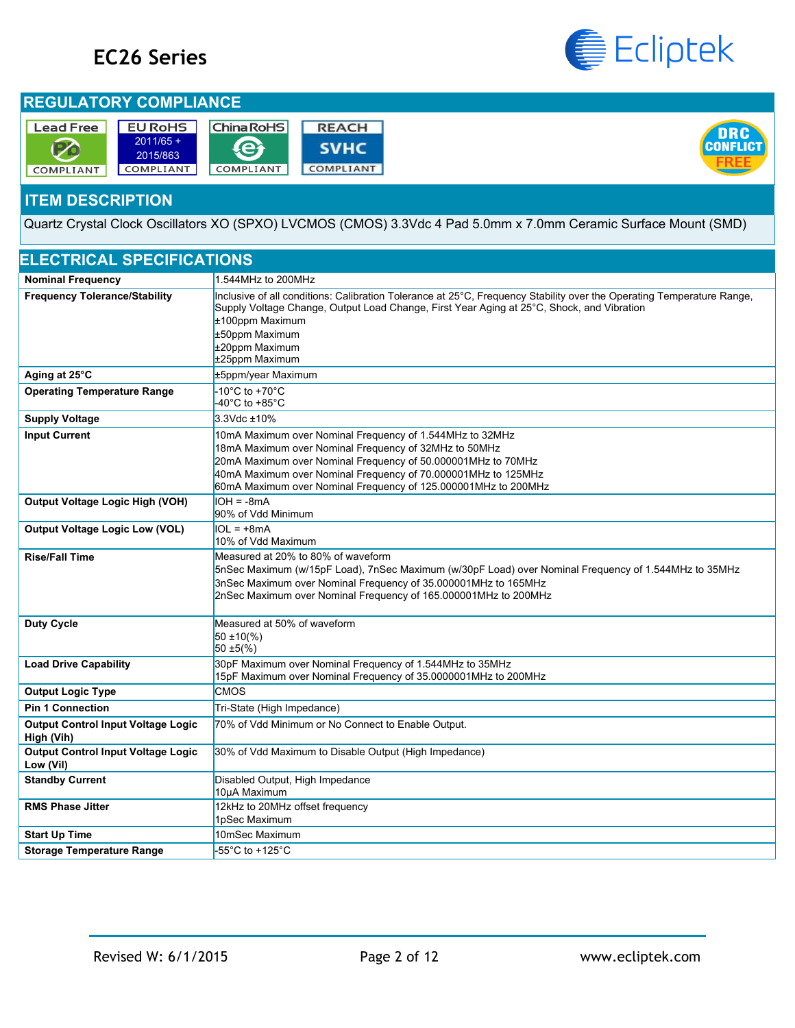# EC26 Series

## REGULATORY COMPLIANCE

Lead Free COMPLIANT | EU RoHS 2011/65 + 2015/863 COMPLIANT | China RoHS COMPLIANT | REACH SVHC COMPLIANT | DRC CONFLICT FREE

## ITEM DESCRIPTION

Quartz Crystal Clock Oscillators XO (SPXO) LVCMOS (CMOS) 3.3Vdc 4 Pad 5.0mm x 7.0mm Ceramic Surface Mount (SMD)

## ELECTRICAL SPECIFICATIONS

| Parameter | Specification |
|---|---|
| **Nominal Frequency** | 1.544MHz to 200MHz |
| **Frequency Tolerance/Stability** | Inclusive of all conditions: Calibration Tolerance at 25°C, Frequency Stability over the Operating Temperature Range, Supply Voltage Change, Output Load Change, First Year Aging at 25°C, Shock, and Vibration<br>±100ppm Maximum<br>±50ppm Maximum<br>±20ppm Maximum<br>±25ppm Maximum |
| **Aging at 25°C** | ±5ppm/year Maximum |
| **Operating Temperature Range** | -10°C to +70°C<br>-40°C to +85°C |
| **Supply Voltage** | 3.3Vdc ±10% |
| **Input Current** | 10mA Maximum over Nominal Frequency of 1.544MHz to 32MHz<br>18mA Maximum over Nominal Frequency of 32MHz to 50MHz<br>20mA Maximum over Nominal Frequency of 50.000001MHz to 70MHz<br>40mA Maximum over Nominal Frequency of 70.000001MHz to 125MHz<br>60mA Maximum over Nominal Frequency of 125.000001MHz to 200MHz |
| **Output Voltage Logic High (VOH)** | IOH = -8mA<br>90% of Vdd Minimum |
| **Output Voltage Logic Low (VOL)** | IOL = +8mA<br>10% of Vdd Maximum |
| **Rise/Fall Time** | Measured at 20% to 80% of waveform<br>5nSec Maximum (w/15pF Load), 7nSec Maximum (w/30pF Load) over Nominal Frequency of 1.544MHz to 35MHz<br>3nSec Maximum over Nominal Frequency of 35.000001MHz to 165MHz<br>2nSec Maximum over Nominal Frequency of 165.000001MHz to 200MHz |
| **Duty Cycle** | Measured at 50% of waveform<br>50 ±10(%)<br>50 ±5(%) |
| **Load Drive Capability** | 30pF Maximum over Nominal Frequency of 1.544MHz to 35MHz<br>15pF Maximum over Nominal Frequency of 35.0000001MHz to 200MHz |
| **Output Logic Type** | CMOS |
| **Pin 1 Connection** | Tri-State (High Impedance) |
| **Output Control Input Voltage Logic High (Vih)** | 70% of Vdd Minimum or No Connect to Enable Output. |
| **Output Control Input Voltage Logic Low (Vil)** | 30% of Vdd Maximum to Disable Output (High Impedance) |
| **Standby Current** | Disabled Output, High Impedance<br>10µA Maximum |
| **RMS Phase Jitter** | 12kHz to 20MHz offset frequency<br>1pSec Maximum |
| **Start Up Time** | 10mSec Maximum |
| **Storage Temperature Range** | -55°C to +125°C |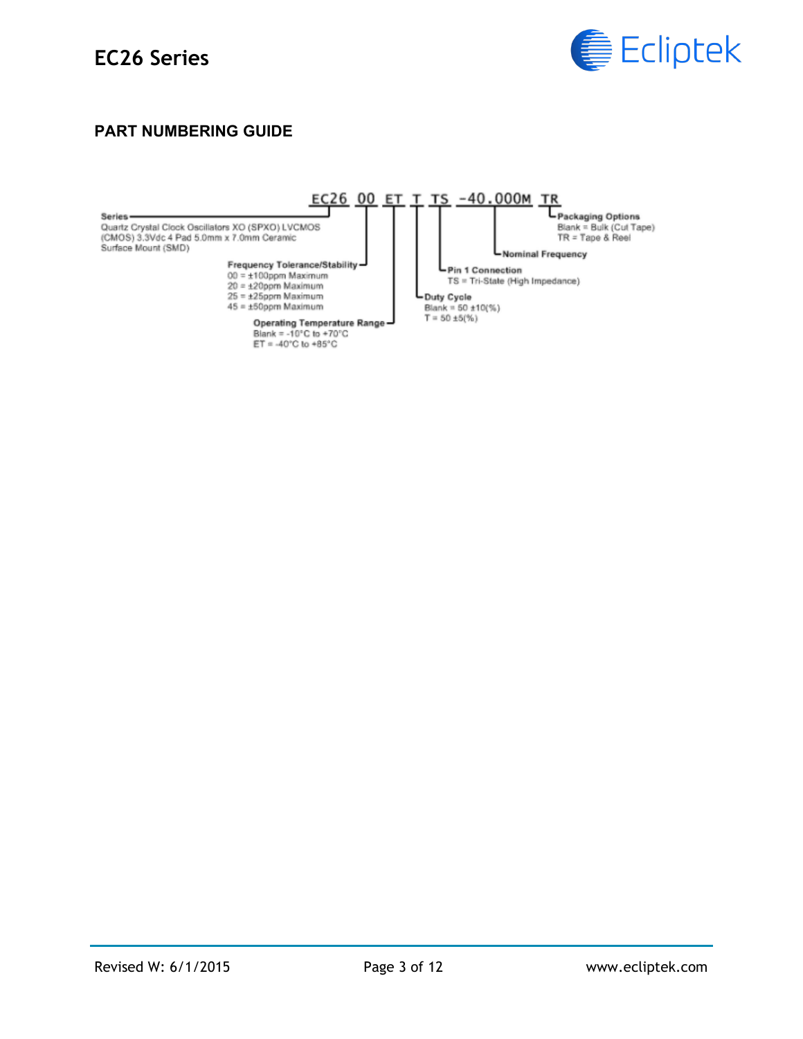## PART NUMBERING GUIDE

**EC26 00 ET T TS -40.000M TR**

- **Series** (EC26)
  Quartz Crystal Clock Oscillators XO (SPXO) LVCMOS (CMOS) 3.3Vdc 4 Pad 5.0mm x 7.0mm Ceramic Surface Mount (SMD)

- **Frequency Tolerance/Stability** (00)
  - 00 = ±100ppm Maximum
  - 20 = ±20ppm Maximum
  - 25 = ±25ppm Maximum
  - 45 = ±50ppm Maximum

- **Operating Temperature Range** (ET)
  - Blank = -10°C to +70°C
  - ET = -40°C to +85°C

- **Duty Cycle** (T)
  - Blank = 50 ±10(%)
  - T = 50 ±5(%)

- **Pin 1 Connection** (TS)
  - TS = Tri-State (High Impedance)

- **Nominal Frequency** (-40.000M)

- **Packaging Options** (TR)
  - Blank = Bulk (Cut Tape)
  - TR = Tape & Reel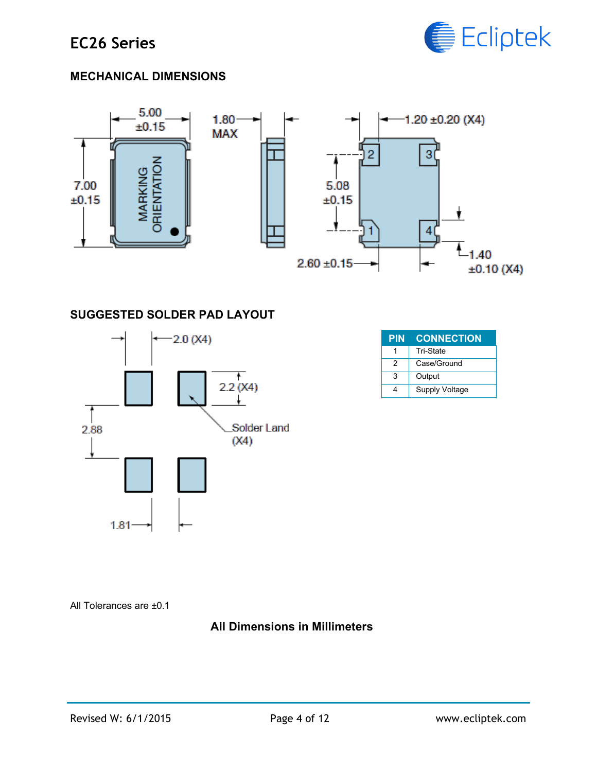## MECHANICAL DIMENSIONS

5.00 ±0.15

7.00 ±0.15

1.80 MAX

MARKING ORIENTATION

1.20 ±0.20 (X4)

5.08 ±0.15

2.60 ±0.15

1.40 ±0.10 (X4)

## SUGGESTED SOLDER PAD LAYOUT

2.0 (X4)

2.2 (X4)

2.88

Solder Land (X4)

1.81

| PIN | CONNECTION |
|---|---|
| 1 | Tri-State |
| 2 | Case/Ground |
| 3 | Output |
| 4 | Supply Voltage |

All Tolerances are ±0.1

**All Dimensions in Millimeters**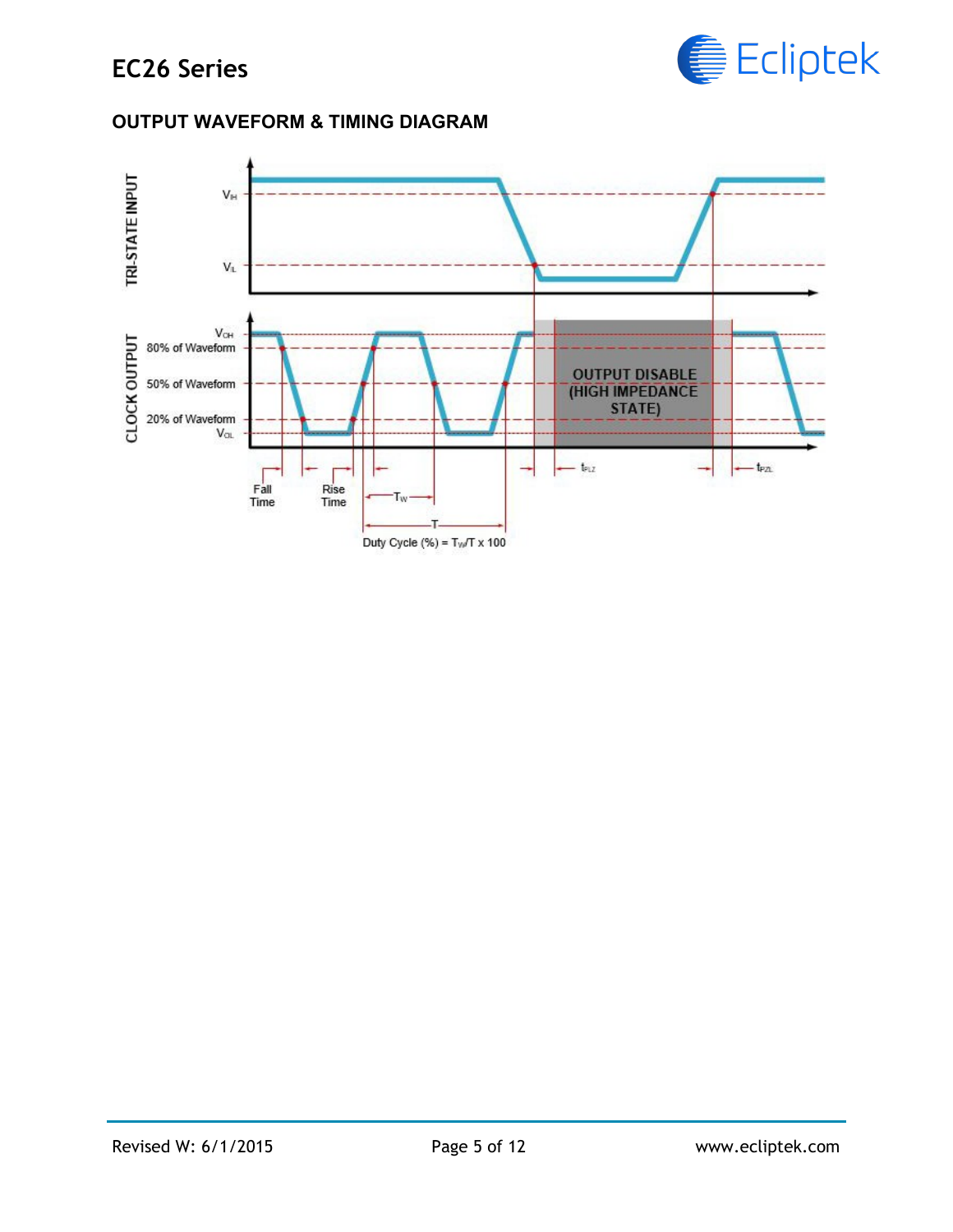## OUTPUT WAVEFORM & TIMING DIAGRAM

TRI-STATE INPUT

$V_{IH}$

$V_{IL}$

CLOCK OUTPUT

$V_{OH}$

80% of Waveform

50% of Waveform

20% of Waveform

$V_{OL}$

OUTPUT DISABLE (HIGH IMPEDANCE STATE)

Fall Time

Rise Time

$T_W$

$T$

$t_{PLZ}$

$t_{PZL}$

Duty Cycle (%) = $T_W/T \times 100$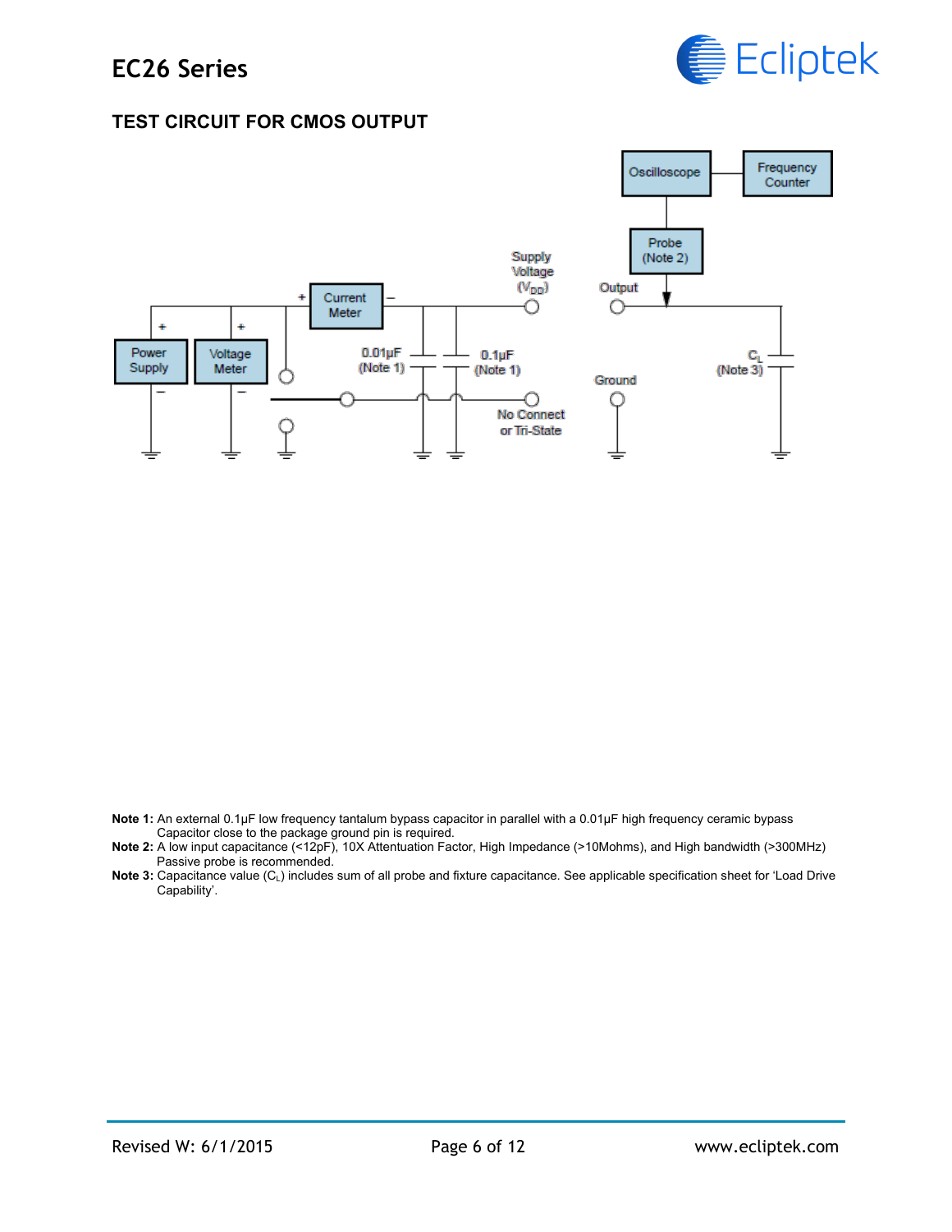## TEST CIRCUIT FOR CMOS OUTPUT

**Note 1:** An external 0.1µF low frequency tantalum bypass capacitor in parallel with a 0.01µF high frequency ceramic bypass Capacitor close to the package ground pin is required.
**Note 2:** A low input capacitance (<12pF), 10X Attentuation Factor, High Impedance (>10Mohms), and High bandwidth (>300MHz) Passive probe is recommended.
**Note 3:** Capacitance value ($C_L$) includes sum of all probe and fixture capacitance. See applicable specification sheet for 'Load Drive Capability'.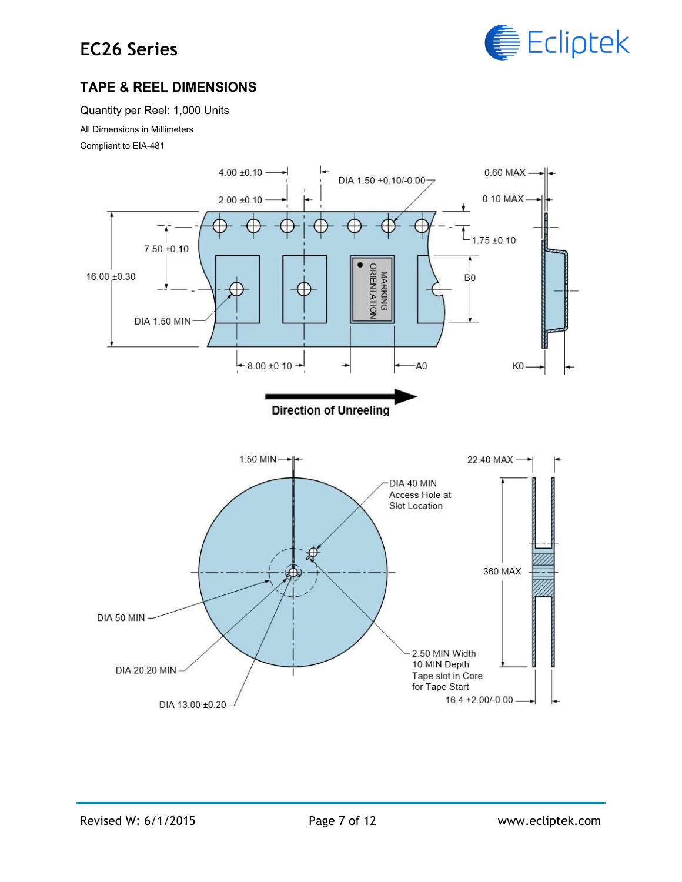## TAPE & REEL DIMENSIONS

Quantity per Reel: 1,000 Units

All Dimensions in Millimeters

Compliant to EIA-481

4.00 ±0.10

2.00 ±0.10

DIA 1.50 +0.10/-0.00

0.60 MAX

0.10 MAX

1.75 ±0.10

7.50 ±0.10

16.00 ±0.30

B0

MARKING ORIENTATION

DIA 1.50 MIN

8.00 ±0.10

A0

K0

Direction of Unreeling

1.50 MIN

22.40 MAX

DIA 40 MIN Access Hole at Slot Location

360 MAX

DIA 50 MIN

DIA 20.20 MIN

DIA 13.00 ±0.20

2.50 MIN Width 10 MIN Depth Tape slot in Core for Tape Start

16.4 +2.00/-0.00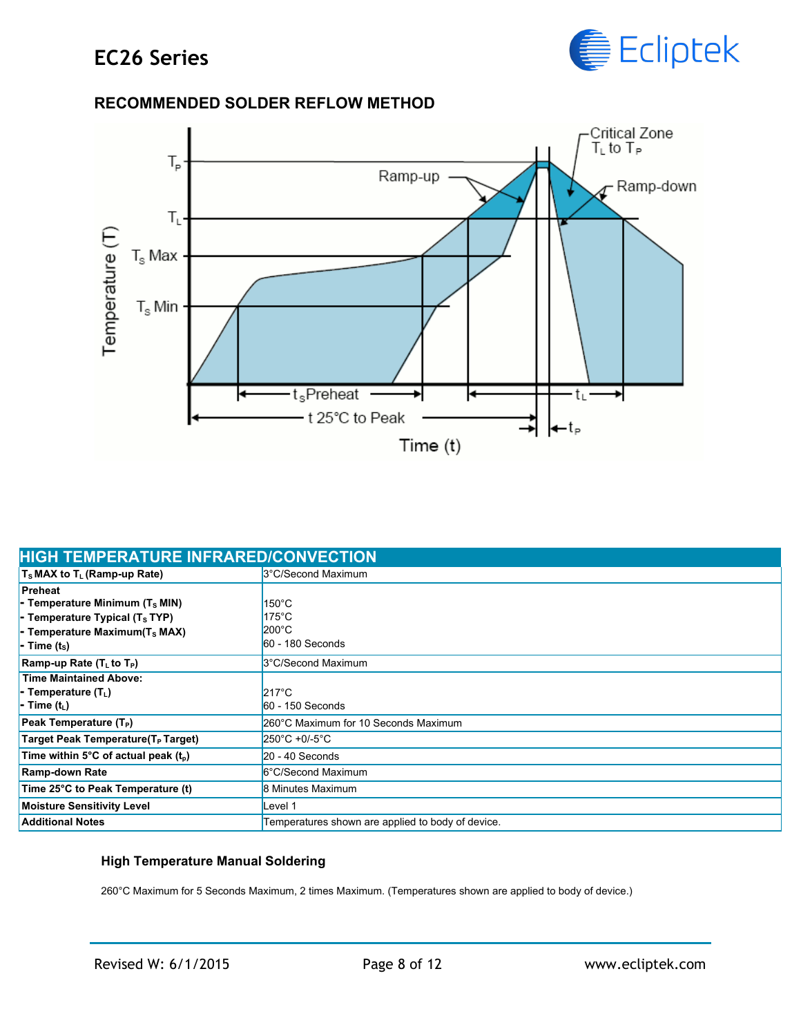## RECOMMENDED SOLDER REFLOW METHOD

| HIGH TEMPERATURE INFRARED/CONVECTION | |
|---|---|
| **$T_S$ MAX to $T_L$ (Ramp-up Rate)** | 3°C/Second Maximum |
| **Preheat**<br>**- Temperature Minimum ($T_S$ MIN)**<br>**- Temperature Typical ($T_S$ TYP)**<br>**- Temperature Maximum($T_S$ MAX)**<br>**- Time ($t_S$)** | <br>150°C<br>175°C<br>200°C<br>60 - 180 Seconds |
| **Ramp-up Rate ($T_L$ to $T_P$)** | 3°C/Second Maximum |
| **Time Maintained Above:**<br>**- Temperature ($T_L$)**<br>**- Time ($t_L$)** | <br>217°C<br>60 - 150 Seconds |
| **Peak Temperature ($T_P$)** | 260°C Maximum for 10 Seconds Maximum |
| **Target Peak Temperature($T_P$ Target)** | 250°C +0/-5°C |
| **Time within 5°C of actual peak ($t_p$)** | 20 - 40 Seconds |
| **Ramp-down Rate** | 6°C/Second Maximum |
| **Time 25°C to Peak Temperature (t)** | 8 Minutes Maximum |
| **Moisture Sensitivity Level** | Level 1 |
| **Additional Notes** | Temperatures shown are applied to body of device. |

### High Temperature Manual Soldering

260°C Maximum for 5 Seconds Maximum, 2 times Maximum. (Temperatures shown are applied to body of device.)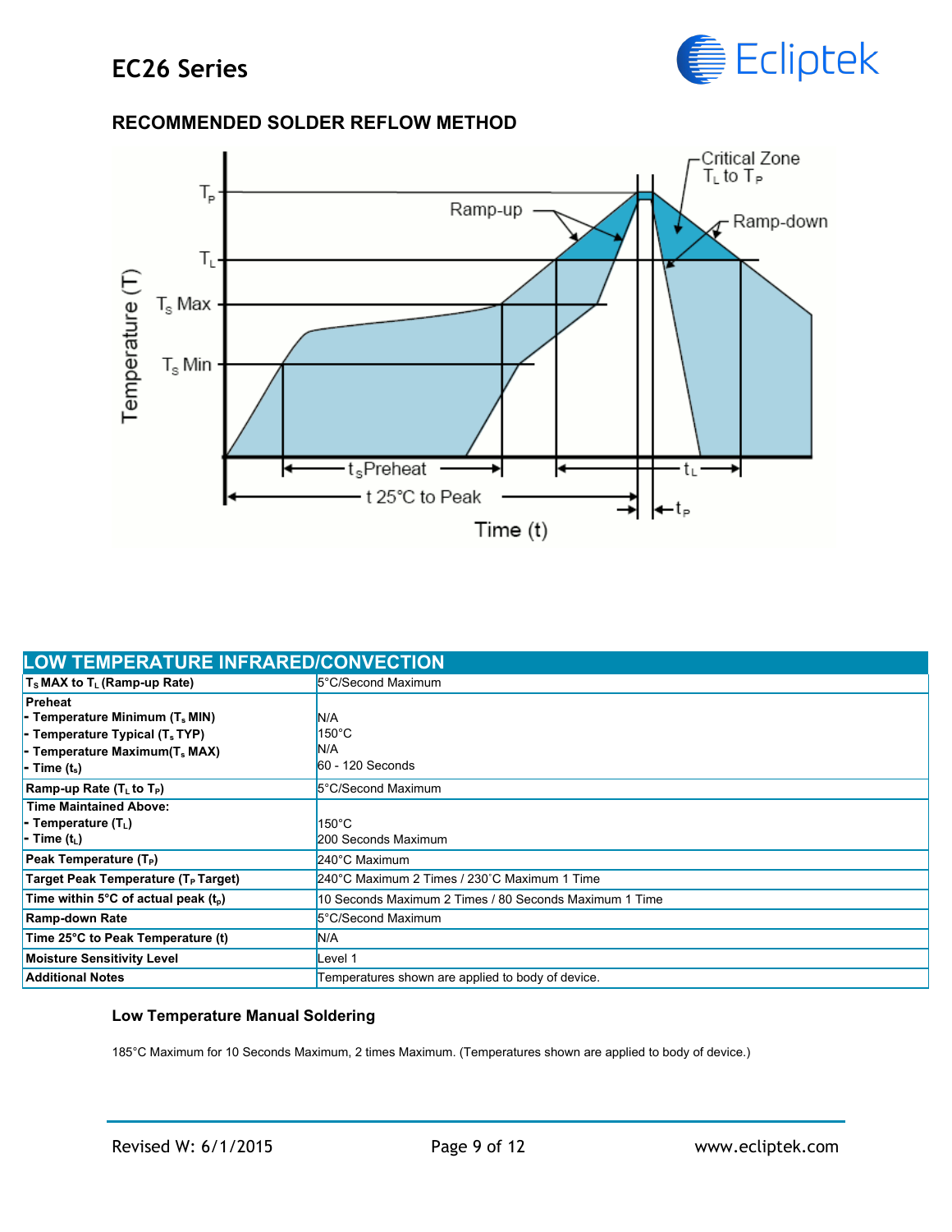# EC26 Series

## RECOMMENDED SOLDER REFLOW METHOD

Critical Zone
$T_L$ to $T_P$
Ramp-up
Ramp-down
$T_P$
$T_L$
$T_S$ Max
$T_S$ Min
Temperature (T)
$t_S$Preheat
t 25°C to Peak
$t_L$
$t_P$
Time (t)

| LOW TEMPERATURE INFRARED/CONVECTION | |
|---|---|
| **$T_S$ MAX to $T_L$ (Ramp-up Rate)** | 5°C/Second Maximum |
| **Preheat**<br>**- Temperature Minimum ($T_s$ MIN)**<br>**- Temperature Typical ($T_s$ TYP)**<br>**- Temperature Maximum($T_s$ MAX)**<br>**- Time ($t_s$)** | <br>N/A<br>150°C<br>N/A<br>60 - 120 Seconds |
| **Ramp-up Rate ($T_L$ to $T_P$)** | 5°C/Second Maximum |
| **Time Maintained Above:**<br>**- Temperature ($T_L$)**<br>**- Time ($t_L$)** | <br>150°C<br>200 Seconds Maximum |
| **Peak Temperature ($T_P$)** | 240°C Maximum |
| **Target Peak Temperature ($T_P$ Target)** | 240°C Maximum 2 Times / 230˚C Maximum 1 Time |
| **Time within 5°C of actual peak ($t_p$)** | 10 Seconds Maximum 2 Times / 80 Seconds Maximum 1 Time |
| **Ramp-down Rate** | 5°C/Second Maximum |
| **Time 25°C to Peak Temperature (t)** | N/A |
| **Moisture Sensitivity Level** | Level 1 |
| **Additional Notes** | Temperatures shown are applied to body of device. |

### Low Temperature Manual Soldering

185°C Maximum for 10 Seconds Maximum, 2 times Maximum. (Temperatures shown are applied to body of device.)